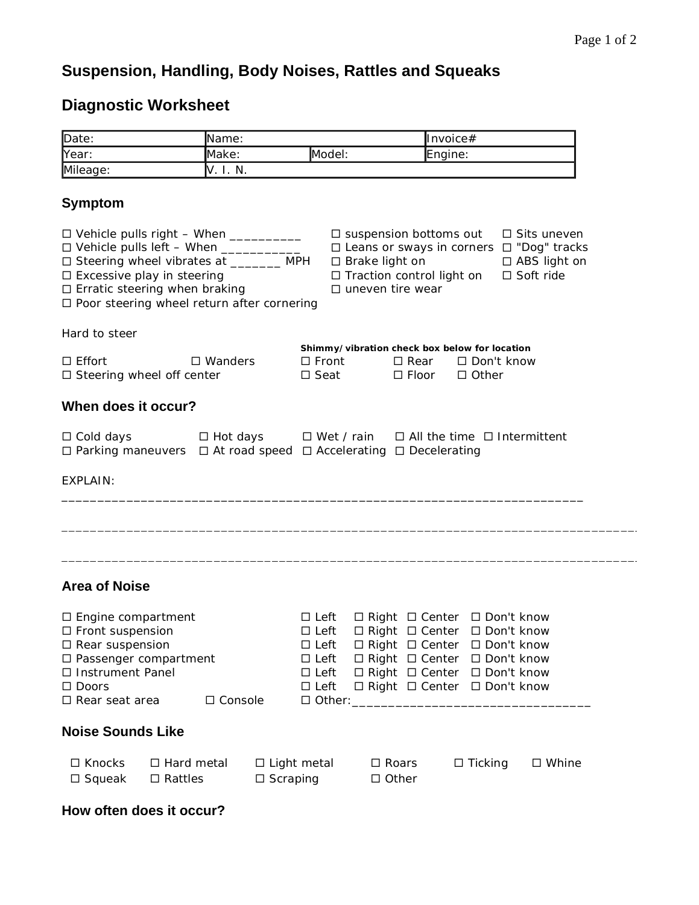# Suspension, Handling, Body Noises, Rattles and Squeaks

# Diagnostic Worksheet

| Date: | Name: | | Invoice# |
|---|---|---|---|
| Year: | Make: | Model: | Engine: |
| Mileage: | V. I. N. | | |

## Symptom

☐ Vehicle pulls right – When __________
☐ Vehicle pulls left – When ___________
☐ Steering wheel vibrates at _______ MPH
☐ Excessive play in steering
☐ Erratic steering when braking
☐ Poor steering wheel return after cornering

☐ suspension bottoms out
☐ Leans or sways in corners
☐ Brake light on
☐ Traction control light on
☐ uneven tire wear

☐ Sits uneven
☐ "Dog" tracks
☐ ABS light on
☐ Soft ride

Hard to steer

☐ Effort ☐ Wanders
☐ Steering wheel off center

**Shimmy/vibration check box below for location**

☐ Front ☐ Rear ☐ Don't know
☐ Seat ☐ Floor ☐ Other

## When does it occur?

☐ Cold days ☐ Hot days ☐ Wet / rain ☐ All the time ☐ Intermittent
☐ Parking maneuvers ☐ At road speed ☐ Accelerating ☐ Decelerating

EXPLAIN:
___________________________________________________________________________

___________________________________________________________________________

___________________________________________________________________________

## Area of Noise

☐ Engine compartment ☐ Left ☐ Right ☐ Center ☐ Don't know
☐ Front suspension ☐ Left ☐ Right ☐ Center ☐ Don't know
☐ Rear suspension ☐ Left ☐ Right ☐ Center ☐ Don't know
☐ Passenger compartment ☐ Left ☐ Right ☐ Center ☐ Don't know
☐ Instrument Panel ☐ Left ☐ Right ☐ Center ☐ Don't know
☐ Doors ☐ Left ☐ Right ☐ Center ☐ Don't know
☐ Rear seat area ☐ Console ☐ Other:_________________________________

## Noise Sounds Like

☐ Knocks ☐ Hard metal ☐ Light metal ☐ Roars ☐ Ticking ☐ Whine
☐ Squeak ☐ Rattles ☐ Scraping ☐ Other

## How often does it occur?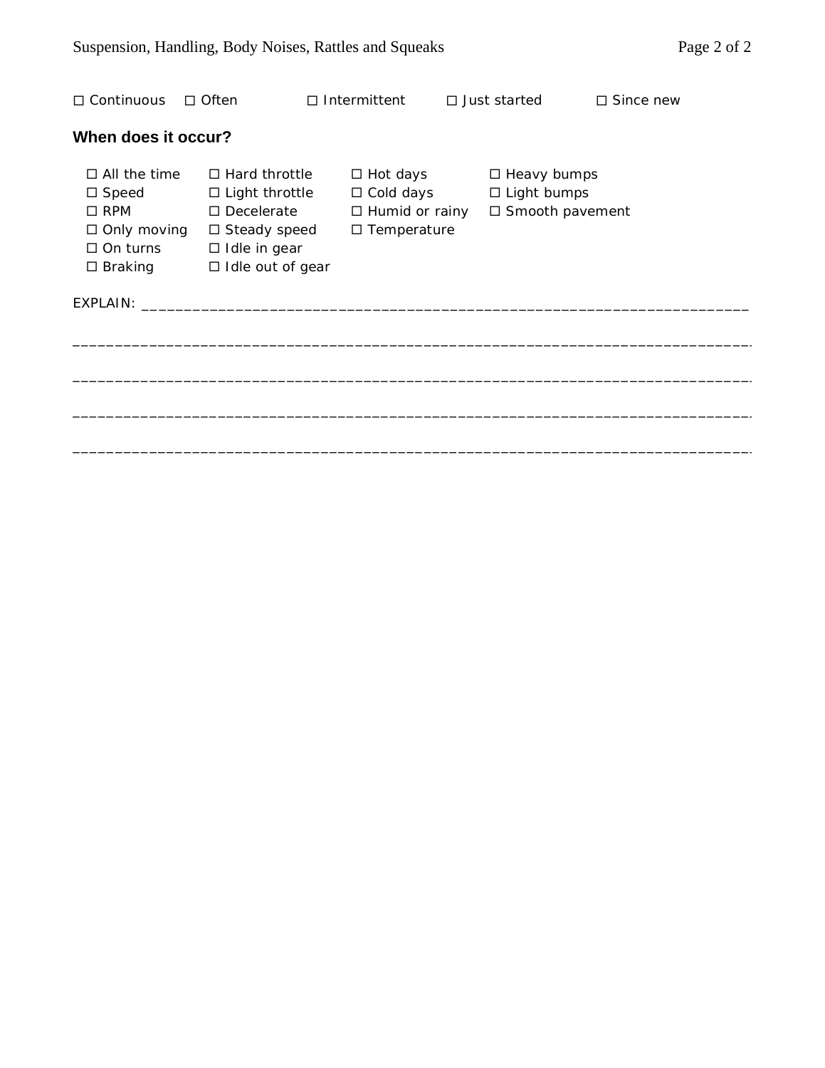☐ Continuous ☐ Often ☐ Intermittent ☐ Just started ☐ Since new

## When does it occur?

| | | | |
|---|---|---|---|
| ☐ All the time | ☐ Hard throttle | ☐ Hot days | ☐ Heavy bumps |
| ☐ Speed | ☐ Light throttle | ☐ Cold days | ☐ Light bumps |
| ☐ RPM | ☐ Decelerate | ☐ Humid or rainy | ☐ Smooth pavement |
| ☐ Only moving | ☐ Steady speed | ☐ Temperature | |
| ☐ On turns | ☐ Idle in gear | | |
| ☐ Braking | ☐ Idle out of gear | | |

EXPLAIN: ____________________________________________________________________

________________________________________________________________________________

________________________________________________________________________________

________________________________________________________________________________

________________________________________________________________________________